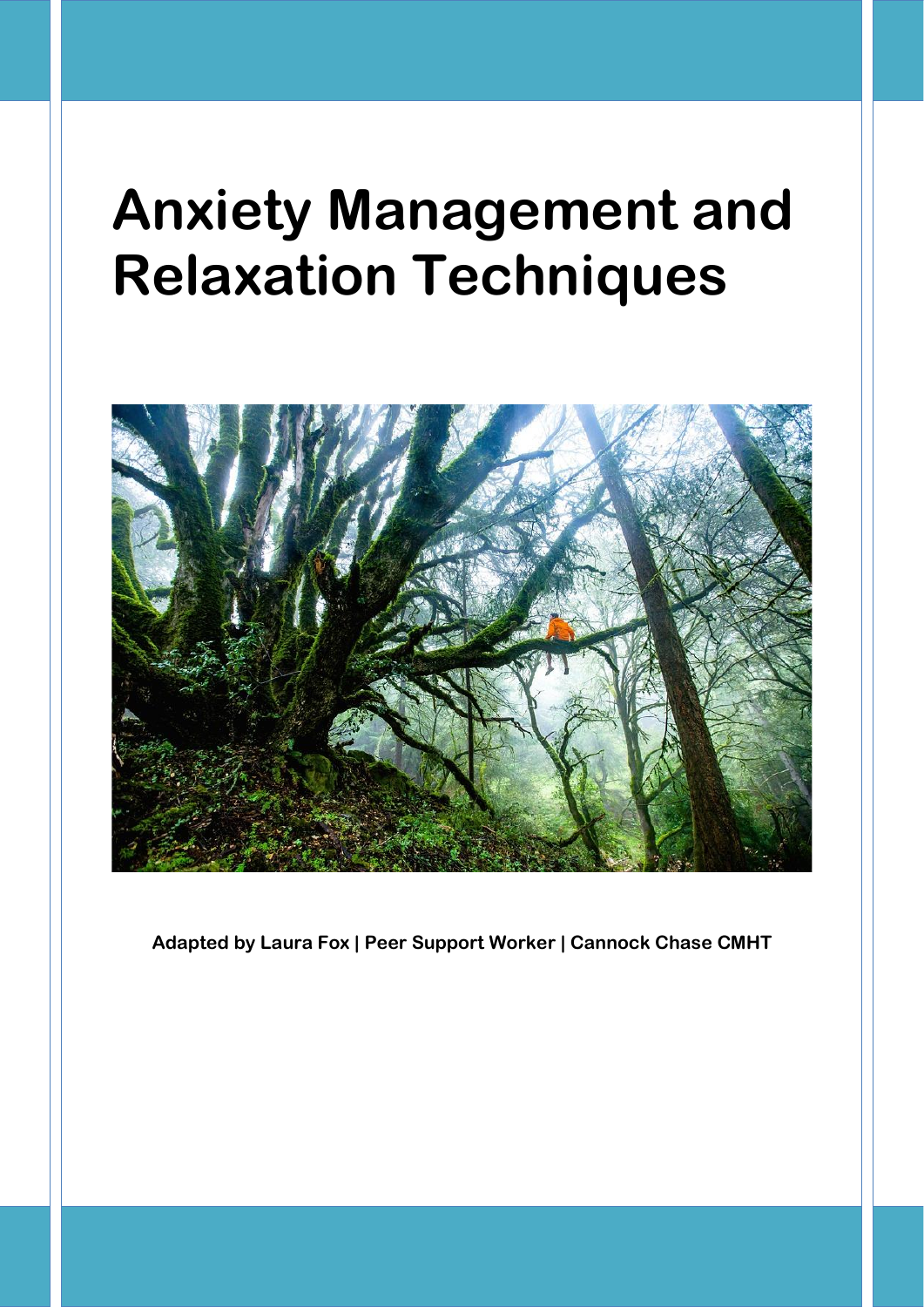# Anxiety Management and Relaxation Techniques

**Adapted by Laura Fox | Peer Support Worker | Cannock Chase CMHT**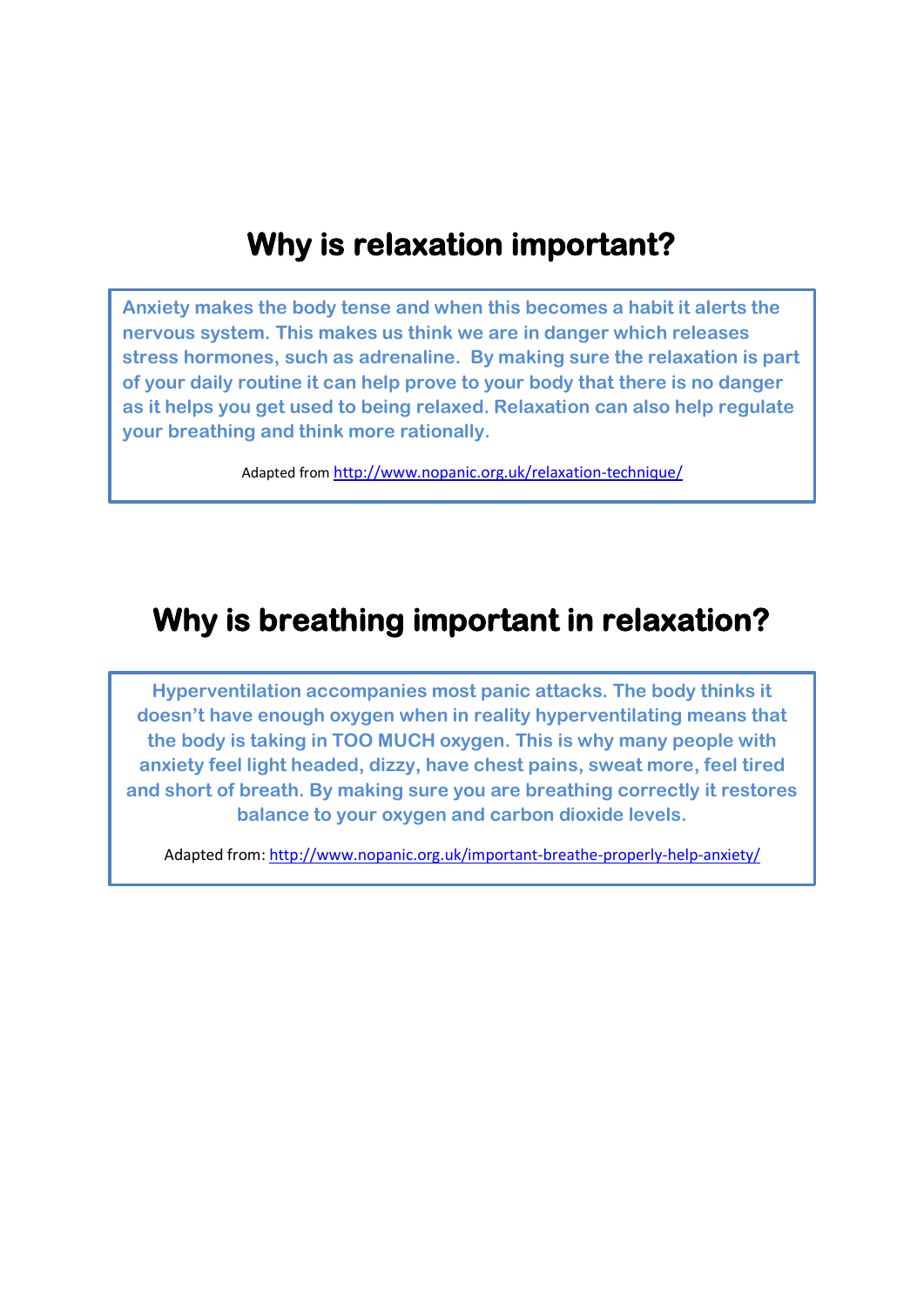# Why is relaxation important?

**Anxiety makes the body tense and when this becomes a habit it alerts the nervous system. This makes us think we are in danger which releases stress hormones, such as adrenaline. By making sure the relaxation is part of your daily routine it can help prove to your body that there is no danger as it helps you get used to being relaxed. Relaxation can also help regulate your breathing and think more rationally.**

Adapted from http://www.nopanic.org.uk/relaxation-technique/

# Why is breathing important in relaxation?

**Hyperventilation accompanies most panic attacks. The body thinks it doesn't have enough oxygen when in reality hyperventilating means that the body is taking in TOO MUCH oxygen. This is why many people with anxiety feel light headed, dizzy, have chest pains, sweat more, feel tired and short of breath. By making sure you are breathing correctly it restores balance to your oxygen and carbon dioxide levels.**

Adapted from: http://www.nopanic.org.uk/important-breathe-properly-help-anxiety/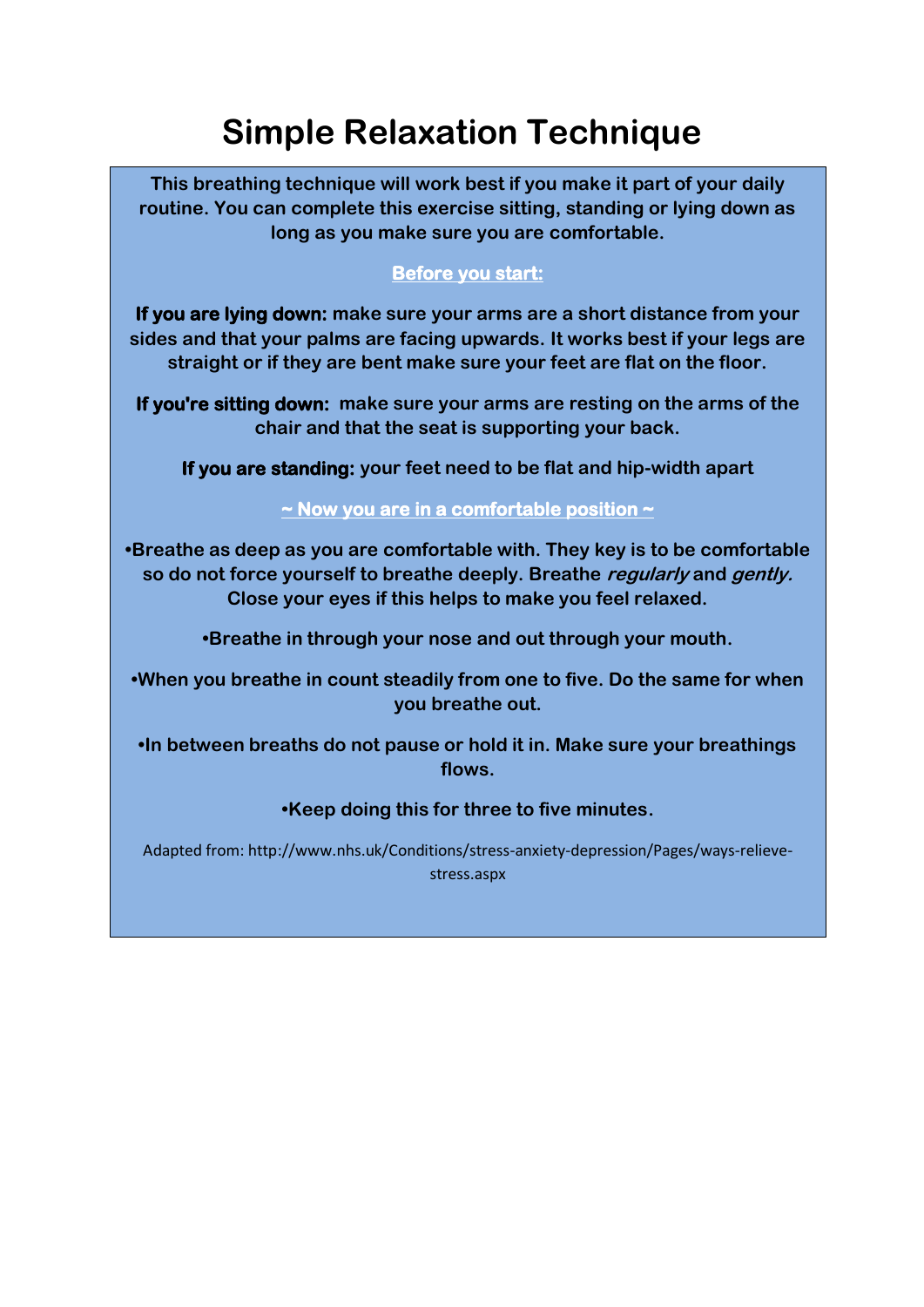# Simple Relaxation Technique

**This breathing technique will work best if you make it part of your daily routine. You can complete this exercise sitting, standing or lying down as long as you make sure you are comfortable.**

**Before you start:**

**If you are lying down:** **make sure your arms are a short distance from your sides and that your palms are facing upwards. It works best if your legs are straight or if they are bent make sure your feet are flat on the floor.**

**If you're sitting down:** **make sure your arms are resting on the arms of the chair and that the seat is supporting your back.**

**If you are standing:** **your feet need to be flat and hip-width apart**

**~ Now you are in a comfortable position ~**

**•Breathe as deep as you are comfortable with. They key is to be comfortable so do not force yourself to breathe deeply. Breathe *regularly* and *gently.* Close your eyes if this helps to make you feel relaxed.**

**•Breathe in through your nose and out through your mouth.**

**•When you breathe in count steadily from one to five. Do the same for when you breathe out.**

**•In between breaths do not pause or hold it in. Make sure your breathings flows.**

**•Keep doing this for three to five minutes.**

Adapted from: http://www.nhs.uk/Conditions/stress-anxiety-depression/Pages/ways-relieve-stress.aspx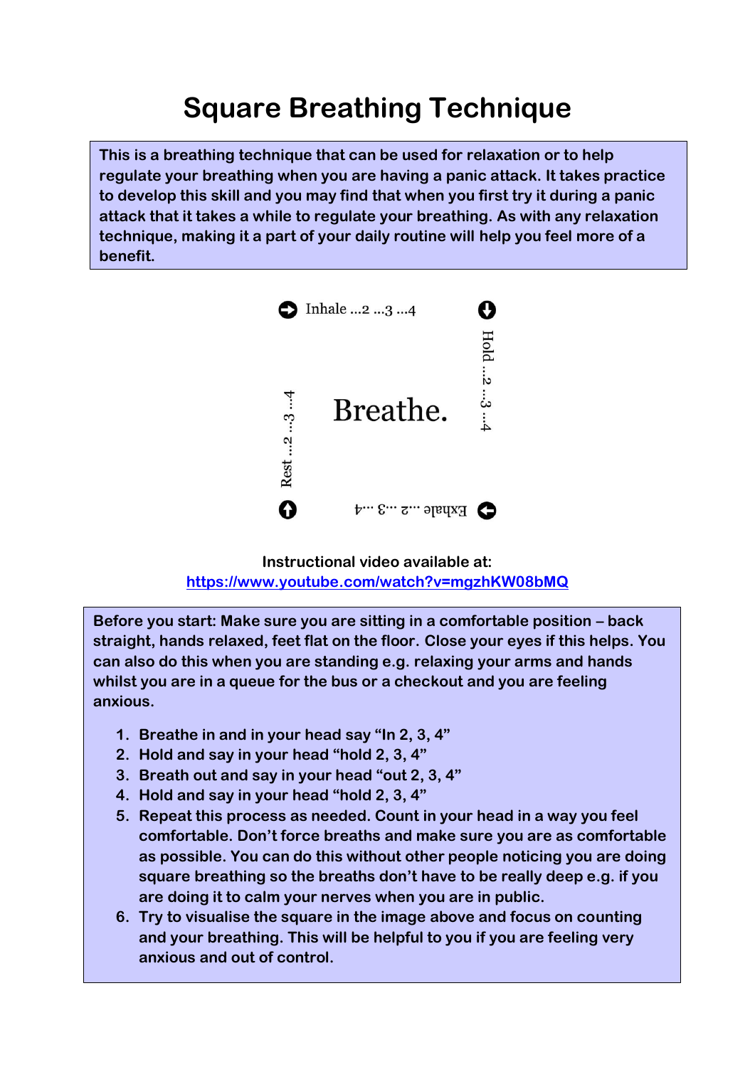# Square Breathing Technique

**This is a breathing technique that can be used for relaxation or to help regulate your breathing when you are having a panic attack. It takes practice to develop this skill and you may find that when you first try it during a panic attack that it takes a while to regulate your breathing. As with any relaxation technique, making it a part of your daily routine will help you feel more of a benefit.**

Inhale ...2 ...3 ...4

Hold ...2 ...3 ...4

Breathe.

Exhale ...2 ...3 ...4

Rest ...2 ...3 ...4

**Instructional video available at:**
**https://www.youtube.com/watch?v=mgzhKW08bMQ**

**Before you start: Make sure you are sitting in a comfortable position – back straight, hands relaxed, feet flat on the floor. Close your eyes if this helps. You can also do this when you are standing e.g. relaxing your arms and hands whilst you are in a queue for the bus or a checkout and you are feeling anxious.**

1. **Breathe in and in your head say "In 2, 3, 4"**
2. **Hold and say in your head "hold 2, 3, 4"**
3. **Breath out and say in your head "out 2, 3, 4"**
4. **Hold and say in your head "hold 2, 3, 4"**
5. **Repeat this process as needed. Count in your head in a way you feel comfortable. Don't force breaths and make sure you are as comfortable as possible. You can do this without other people noticing you are doing square breathing so the breaths don't have to be really deep e.g. if you are doing it to calm your nerves when you are in public.**
6. **Try to visualise the square in the image above and focus on counting and your breathing. This will be helpful to you if you are feeling very anxious and out of control.**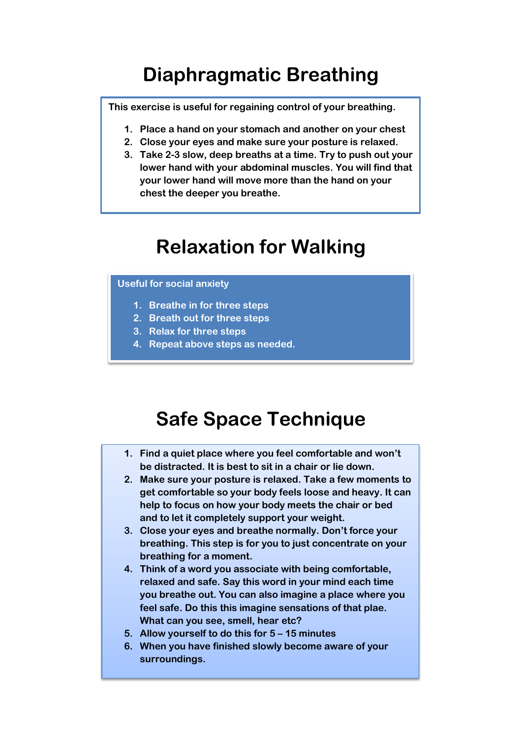# Diaphragmatic Breathing

This exercise is useful for regaining control of your breathing.

1. Place a hand on your stomach and another on your chest
2. Close your eyes and make sure your posture is relaxed.
3. Take 2-3 slow, deep breaths at a time. Try to push out your lower hand with your abdominal muscles. You will find that your lower hand will move more than the hand on your chest the deeper you breathe.

# Relaxation for Walking

Useful for social anxiety

1. Breathe in for three steps
2. Breath out for three steps
3. Relax for three steps
4. Repeat above steps as needed.

# Safe Space Technique

1. Find a quiet place where you feel comfortable and won't be distracted. It is best to sit in a chair or lie down.
2. Make sure your posture is relaxed. Take a few moments to get comfortable so your body feels loose and heavy. It can help to focus on how your body meets the chair or bed and to let it completely support your weight.
3. Close your eyes and breathe normally. Don't force your breathing. This step is for you to just concentrate on your breathing for a moment.
4. Think of a word you associate with being comfortable, relaxed and safe. Say this word in your mind each time you breathe out. You can also imagine a place where you feel safe. Do this this imagine sensations of that plae. What can you see, smell, hear etc?
5. Allow yourself to do this for 5 – 15 minutes
6. When you have finished slowly become aware of your surroundings.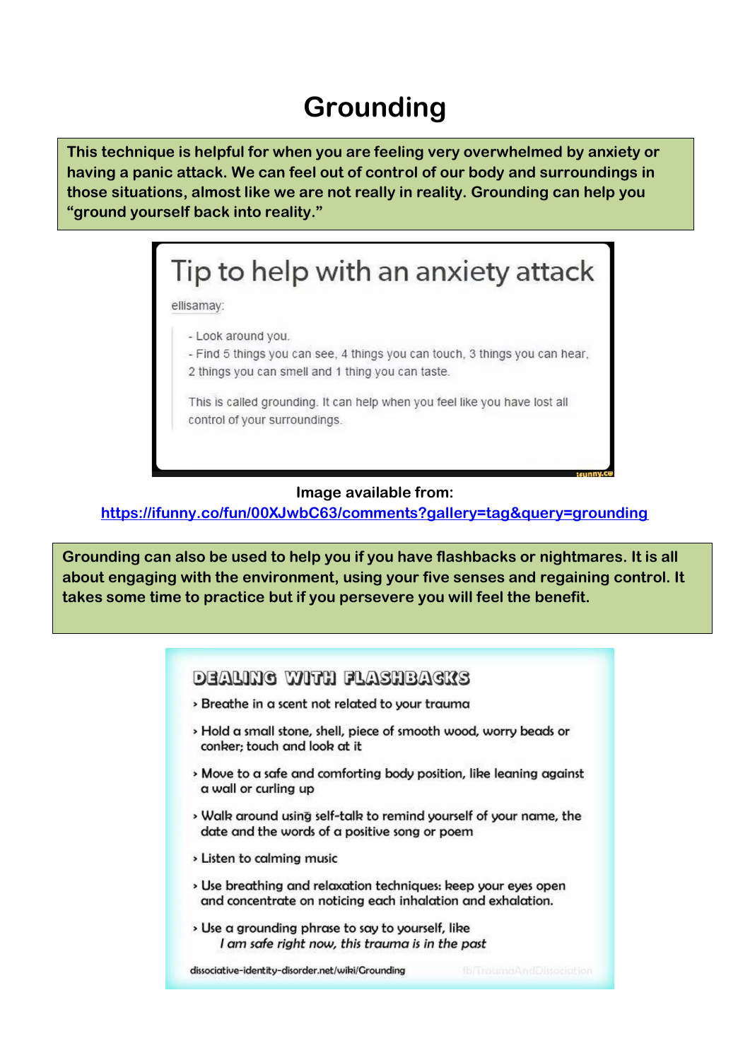# Grounding

**This technique is helpful for when you are feeling very overwhelmed by anxiety or having a panic attack. We can feel out of control of our body and surroundings in those situations, almost like we are not really in reality. Grounding can help you "ground yourself back into reality."**

## Tip to help with an anxiety attack

ellisamay:

- Look around you.
- Find 5 things you can see, 4 things you can touch, 3 things you can hear, 2 things you can smell and 1 thing you can taste.

This is called grounding. It can help when you feel like you have lost all control of your surroundings.

ifunny.co

**Image available from:**
https://ifunny.co/fun/00XJwbC63/comments?gallery=tag&query=grounding

**Grounding can also be used to help you if you have flashbacks or nightmares. It is all about engaging with the environment, using your five senses and regaining control. It takes some time to practice but if you persevere you will feel the benefit.**

## DEALING WITH FLASHBACKS

- Breathe in a scent not related to your trauma
- Hold a small stone, shell, piece of smooth wood, worry beads or conker; touch and look at it
- Move to a safe and comforting body position, like leaning against a wall or curling up
- Walk around using self-talk to remind yourself of your name, the date and the words of a positive song or poem
- Listen to calming music
- Use breathing and relaxation techniques: keep your eyes open and concentrate on noticing each inhalation and exhalation.
- Use a grounding phrase to say to yourself, like
  *I am safe right now, this trauma is in the past*

dissociative-identity-disorder.net/wiki/Grounding fb/TraumaAndDissociation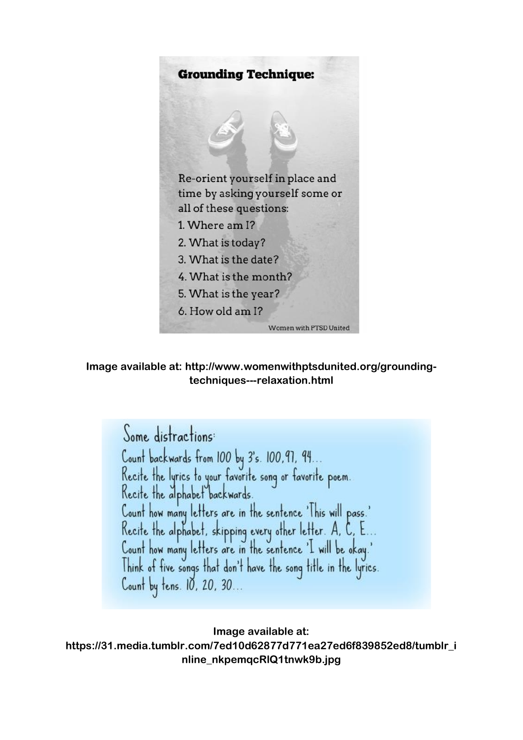## Grounding Technique:

Re-orient yourself in place and time by asking yourself some or all of these questions:

1. Where am I?
2. What is today?
3. What is the date?
4. What is the month?
5. What is the year?
6. How old am I?

Women with PTSD United

**Image available at: http://www.womenwithptsdunited.org/grounding-techniques---relaxation.html**

Some distractions:

Count backwards from 100 by 3's. 100, 97, 94...
Recite the lyrics to your favorite song or favorite poem.
Recite the alphabet backwards.
Count how many letters are in the sentence 'This will pass.'
Recite the alphabet, skipping every other letter. A, C, E...
Count how many letters are in the sentence 'I will be okay.'
Think of five songs that don't have the song title in the lyrics.
Count by tens. 10, 20, 30...

**Image available at: https://31.media.tumblr.com/7ed10d62877d771ea27ed6f839852ed8/tumblr_inline_nkpemqcRIQ1tnwk9b.jpg**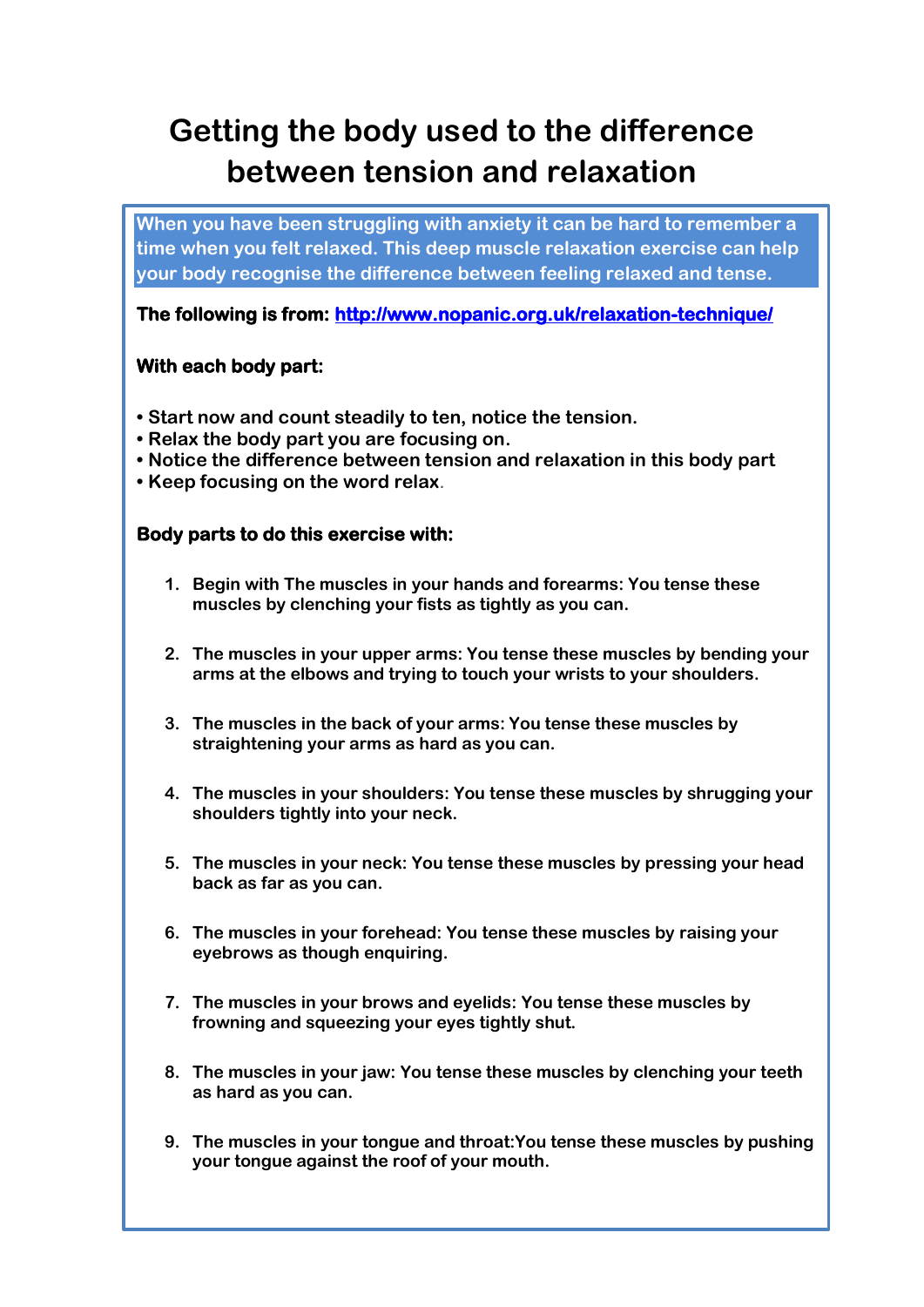# Getting the body used to the difference between tension and relaxation

**When you have been struggling with anxiety it can be hard to remember a time when you felt relaxed. This deep muscle relaxation exercise can help your body recognise the difference between feeling relaxed and tense.**

**The following is from: [http://www.nopanic.org.uk/relaxation-technique/](http://www.nopanic.org.uk/relaxation-technique/)**

**With each body part:**

- **Start now and count steadily to ten, notice the tension.**
- **Relax the body part you are focusing on.**
- **Notice the difference between tension and relaxation in this body part**
- **Keep focusing on the word relax.**

**Body parts to do this exercise with:**

1. **Begin with The muscles in your hands and forearms: You tense these muscles by clenching your fists as tightly as you can.**

2. **The muscles in your upper arms: You tense these muscles by bending your arms at the elbows and trying to touch your wrists to your shoulders.**

3. **The muscles in the back of your arms: You tense these muscles by straightening your arms as hard as you can.**

4. **The muscles in your shoulders: You tense these muscles by shrugging your shoulders tightly into your neck.**

5. **The muscles in your neck: You tense these muscles by pressing your head back as far as you can.**

6. **The muscles in your forehead: You tense these muscles by raising your eyebrows as though enquiring.**

7. **The muscles in your brows and eyelids: You tense these muscles by frowning and squeezing your eyes tightly shut.**

8. **The muscles in your jaw: You tense these muscles by clenching your teeth as hard as you can.**

9. **The muscles in your tongue and throat:You tense these muscles by pushing your tongue against the roof of your mouth.**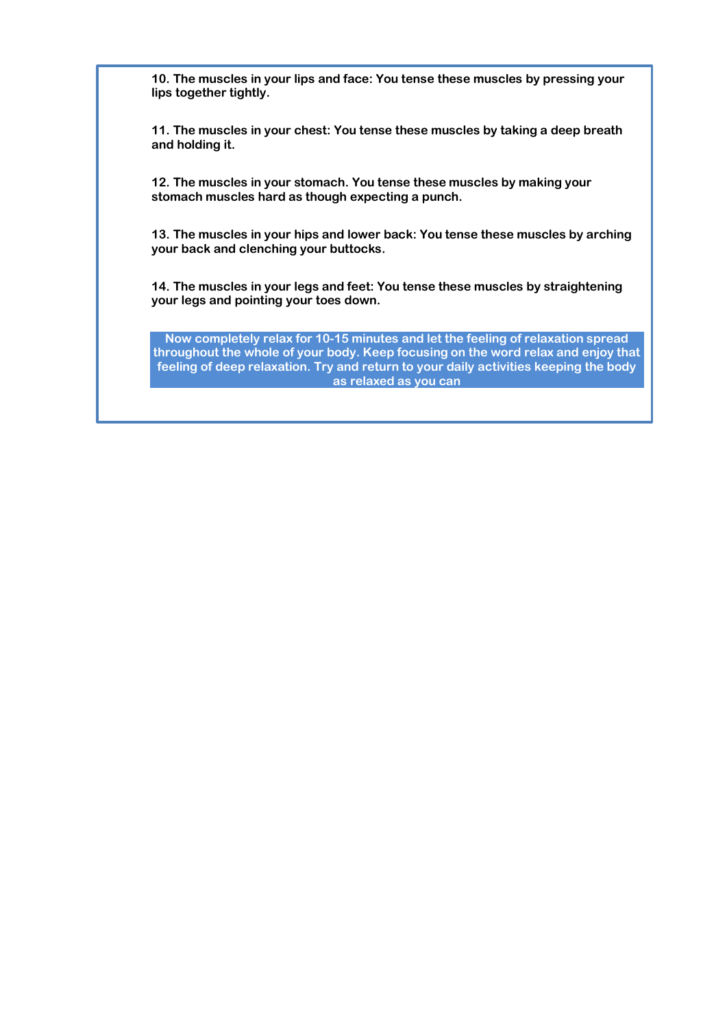**10. The muscles in your lips and face: You tense these muscles by pressing your lips together tightly.**

**11. The muscles in your chest: You tense these muscles by taking a deep breath and holding it.**

**12. The muscles in your stomach. You tense these muscles by making your stomach muscles hard as though expecting a punch.**

**13. The muscles in your hips and lower back: You tense these muscles by arching your back and clenching your buttocks.**

**14. The muscles in your legs and feet: You tense these muscles by straightening your legs and pointing your toes down.**

**Now completely relax for 10-15 minutes and let the feeling of relaxation spread throughout the whole of your body. Keep focusing on the word relax and enjoy that feeling of deep relaxation. Try and return to your daily activities keeping the body as relaxed as you can**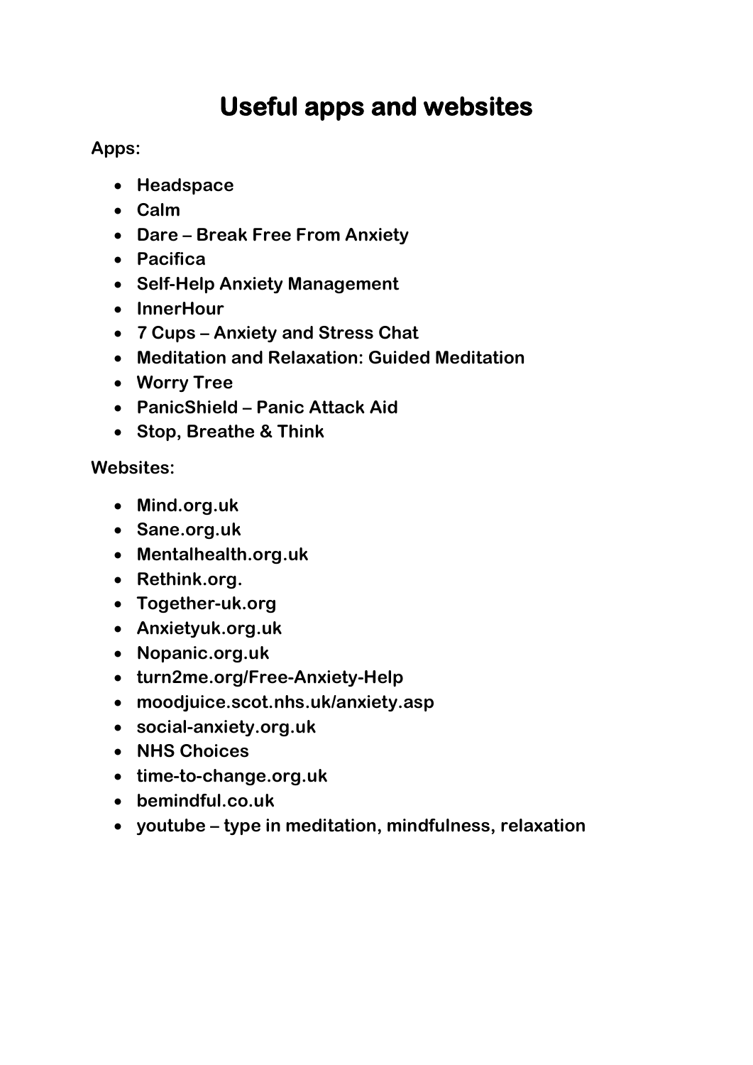# Useful apps and websites

**Apps:**

- **Headspace**
- **Calm**
- **Dare – Break Free From Anxiety**
- **Pacifica**
- **Self-Help Anxiety Management**
- **InnerHour**
- **7 Cups – Anxiety and Stress Chat**
- **Meditation and Relaxation: Guided Meditation**
- **Worry Tree**
- **PanicShield – Panic Attack Aid**
- **Stop, Breathe & Think**

**Websites:**

- **Mind.org.uk**
- **Sane.org.uk**
- **Mentalhealth.org.uk**
- **Rethink.org.**
- **Together-uk.org**
- **Anxietyuk.org.uk**
- **Nopanic.org.uk**
- **turn2me.org/Free-Anxiety-Help**
- **moodjuice.scot.nhs.uk/anxiety.asp**
- **social-anxiety.org.uk**
- **NHS Choices**
- **time-to-change.org.uk**
- **bemindful.co.uk**
- **youtube – type in meditation, mindfulness, relaxation**